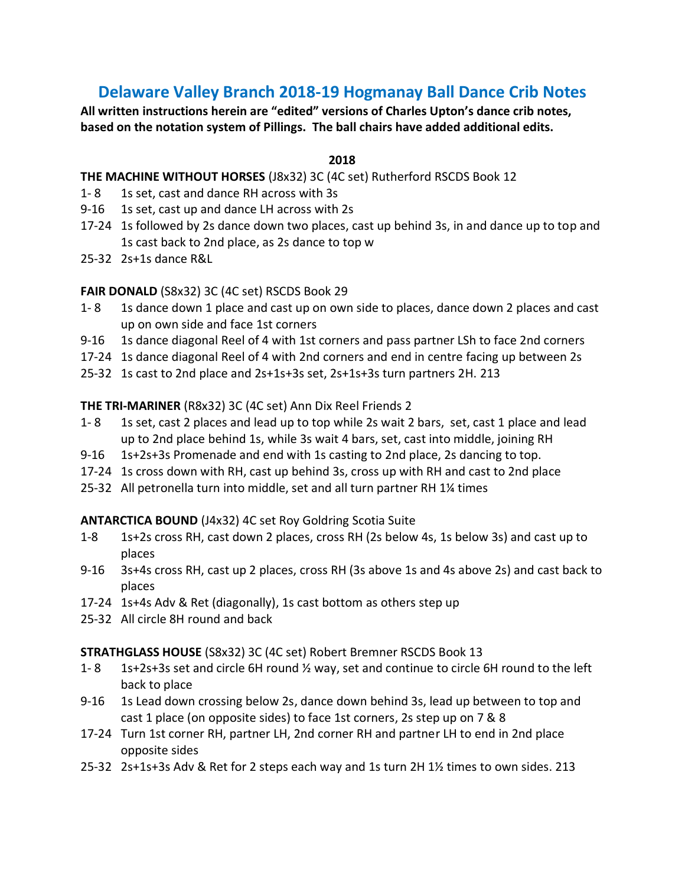# Delaware Valley Branch 2018-19 Hogmanay Ball Dance Crib Notes

**All written instructions herein are "edited" versions of Charles Upton's dance crib notes, based on the notation system of Pillings. The ball chairs have added additional edits.**

**2018**

**THE MACHINE WITHOUT HORSES** (J8x32) 3C (4C set) Rutherford RSCDS Book 12

- 1- 8 1s set, cast and dance RH across with 3s
- 9-16 1s set, cast up and dance LH across with 2s
- 17-24 1s followed by 2s dance down two places, cast up behind 3s, in and dance up to top and 1s cast back to 2nd place, as 2s dance to top w
- 25-32 2s+1s dance R&L

**FAIR DONALD** (S8x32) 3C (4C set) RSCDS Book 29

- 1- 8 1s dance down 1 place and cast up on own side to places, dance down 2 places and cast up on own side and face 1st corners
- 9-16 1s dance diagonal Reel of 4 with 1st corners and pass partner LSh to face 2nd corners
- 17-24 1s dance diagonal Reel of 4 with 2nd corners and end in centre facing up between 2s
- 25-32 1s cast to 2nd place and 2s+1s+3s set, 2s+1s+3s turn partners 2H. 213

**THE TRI-MARINER** (R8x32) 3C (4C set) Ann Dix Reel Friends 2

- 1- 8 1s set, cast 2 places and lead up to top while 2s wait 2 bars, set, cast 1 place and lead up to 2nd place behind 1s, while 3s wait 4 bars, set, cast into middle, joining RH
- 9-16 1s+2s+3s Promenade and end with 1s casting to 2nd place, 2s dancing to top.
- 17-24 1s cross down with RH, cast up behind 3s, cross up with RH and cast to 2nd place
- 25-32 All petronella turn into middle, set and all turn partner RH 1¼ times

**ANTARCTICA BOUND** (J4x32) 4C set Roy Goldring Scotia Suite

- 1-8 1s+2s cross RH, cast down 2 places, cross RH (2s below 4s, 1s below 3s) and cast up to places
- 9-16 3s+4s cross RH, cast up 2 places, cross RH (3s above 1s and 4s above 2s) and cast back to places
- 17-24 1s+4s Adv & Ret (diagonally), 1s cast bottom as others step up
- 25-32 All circle 8H round and back

**STRATHGLASS HOUSE** (S8x32) 3C (4C set) Robert Bremner RSCDS Book 13

- 1- 8 1s+2s+3s set and circle 6H round ½ way, set and continue to circle 6H round to the left back to place
- 9-16 1s Lead down crossing below 2s, dance down behind 3s, lead up between to top and cast 1 place (on opposite sides) to face 1st corners, 2s step up on 7 & 8
- 17-24 Turn 1st corner RH, partner LH, 2nd corner RH and partner LH to end in 2nd place opposite sides
- 25-32 2s+1s+3s Adv & Ret for 2 steps each way and 1s turn 2H 1½ times to own sides. 213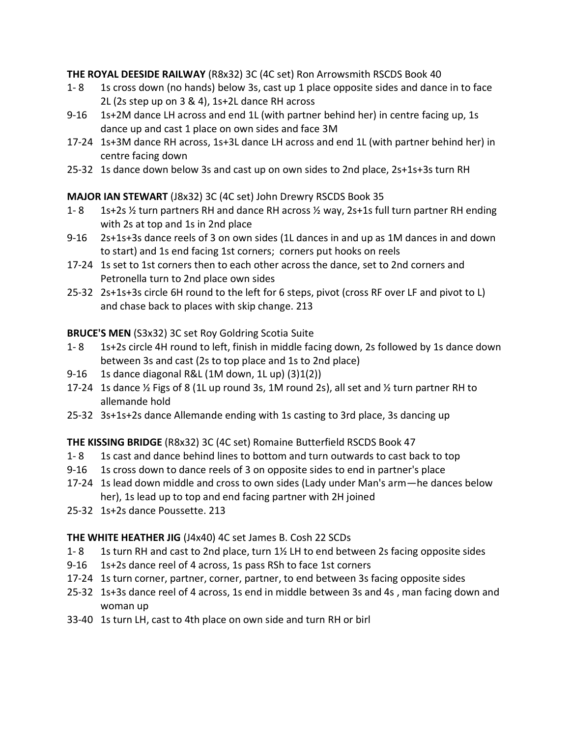**THE ROYAL DEESIDE RAILWAY** (R8x32) 3C (4C set) Ron Arrowsmith RSCDS Book 40

- 1- 8 1s cross down (no hands) below 3s, cast up 1 place opposite sides and dance in to face 2L (2s step up on 3 & 4), 1s+2L dance RH across
- 9-16 1s+2M dance LH across and end 1L (with partner behind her) in centre facing up, 1s dance up and cast 1 place on own sides and face 3M
- 17-24 1s+3M dance RH across, 1s+3L dance LH across and end 1L (with partner behind her) in centre facing down
- 25-32 1s dance down below 3s and cast up on own sides to 2nd place, 2s+1s+3s turn RH

**MAJOR IAN STEWART** (J8x32) 3C (4C set) John Drewry RSCDS Book 35

- 1- 8 1s+2s ½ turn partners RH and dance RH across ½ way, 2s+1s full turn partner RH ending with 2s at top and 1s in 2nd place
- 9-16 2s+1s+3s dance reels of 3 on own sides (1L dances in and up as 1M dances in and down to start) and 1s end facing 1st corners; corners put hooks on reels
- 17-24 1s set to 1st corners then to each other across the dance, set to 2nd corners and Petronella turn to 2nd place own sides
- 25-32 2s+1s+3s circle 6H round to the left for 6 steps, pivot (cross RF over LF and pivot to L) and chase back to places with skip change. 213

**BRUCE'S MEN** (S3x32) 3C set Roy Goldring Scotia Suite

- 1- 8 1s+2s circle 4H round to left, finish in middle facing down, 2s followed by 1s dance down between 3s and cast (2s to top place and 1s to 2nd place)
- 9-16 1s dance diagonal R&L (1M down, 1L up) (3)1(2))
- 17-24 1s dance ½ Figs of 8 (1L up round 3s, 1M round 2s), all set and ½ turn partner RH to allemande hold
- 25-32 3s+1s+2s dance Allemande ending with 1s casting to 3rd place, 3s dancing up

**THE KISSING BRIDGE** (R8x32) 3C (4C set) Romaine Butterfield RSCDS Book 47

- 1- 8 1s cast and dance behind lines to bottom and turn outwards to cast back to top
- 9-16 1s cross down to dance reels of 3 on opposite sides to end in partner's place
- 17-24 1s lead down middle and cross to own sides (Lady under Man's arm—he dances below her), 1s lead up to top and end facing partner with 2H joined
- 25-32 1s+2s dance Poussette. 213

**THE WHITE HEATHER JIG** (J4x40) 4C set James B. Cosh 22 SCDs

- 1- 8 1s turn RH and cast to 2nd place, turn 1½ LH to end between 2s facing opposite sides
- 9-16 1s+2s dance reel of 4 across, 1s pass RSh to face 1st corners
- 17-24 1s turn corner, partner, corner, partner, to end between 3s facing opposite sides
- 25-32 1s+3s dance reel of 4 across, 1s end in middle between 3s and 4s , man facing down and woman up
- 33-40 1s turn LH, cast to 4th place on own side and turn RH or birl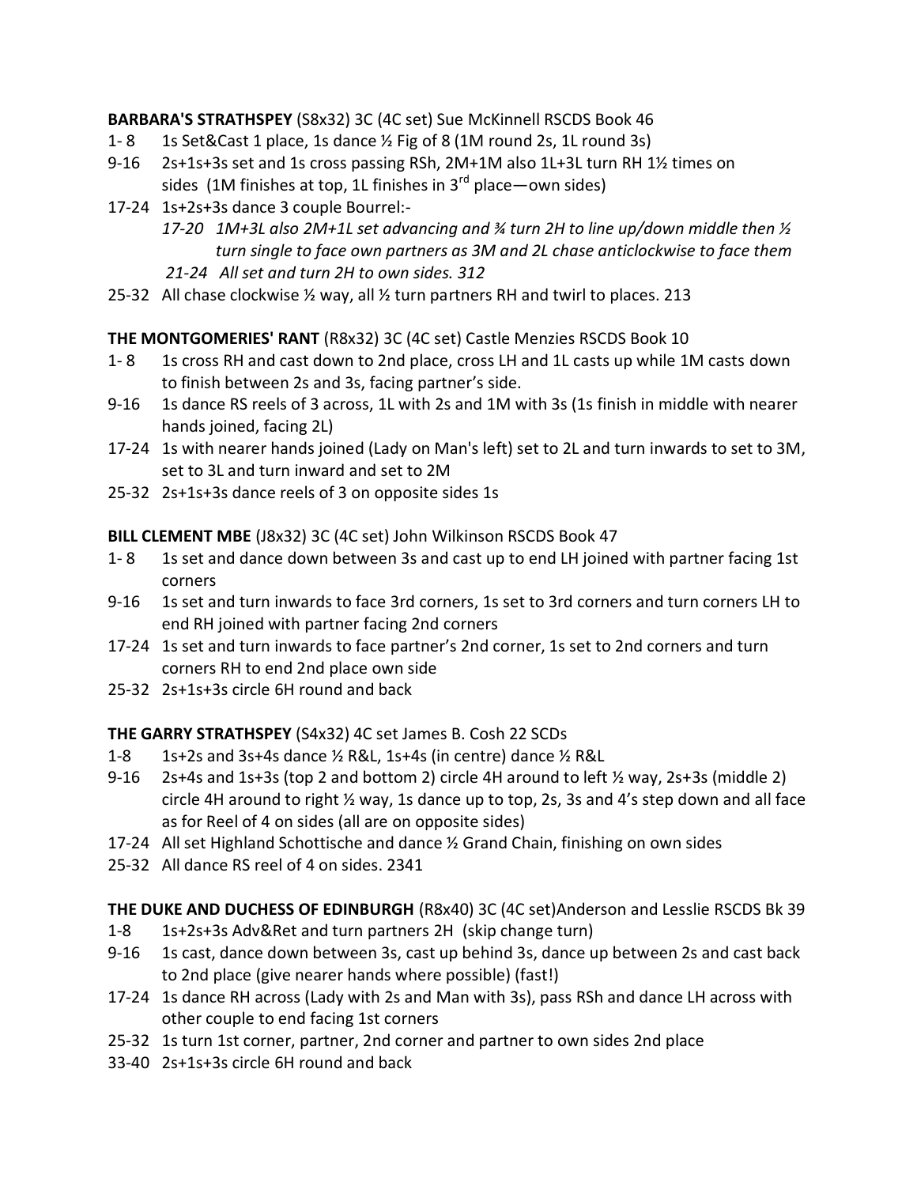**BARBARA'S STRATHSPEY** (S8x32) 3C (4C set) Sue McKinnell RSCDS Book 46

- 1- 8 1s Set&Cast 1 place, 1s dance ½ Fig of 8 (1M round 2s, 1L round 3s)
- 9-16 2s+1s+3s set and 1s cross passing RSh, 2M+1M also 1L+3L turn RH 1½ times on sides (1M finishes at top, 1L finishes in 3rd place—own sides)
- 17-24 1s+2s+3s dance 3 couple Bourrel:-
  - *17-20 1M+3L also 2M+1L set advancing and ¾ turn 2H to line up/down middle then ½ turn single to face own partners as 3M and 2L chase anticlockwise to face them*
  - *21-24 All set and turn 2H to own sides. 312*
- 25-32 All chase clockwise ½ way, all ½ turn partners RH and twirl to places. 213

**THE MONTGOMERIES' RANT** (R8x32) 3C (4C set) Castle Menzies RSCDS Book 10

- 1- 8 1s cross RH and cast down to 2nd place, cross LH and 1L casts up while 1M casts down to finish between 2s and 3s, facing partner's side.
- 9-16 1s dance RS reels of 3 across, 1L with 2s and 1M with 3s (1s finish in middle with nearer hands joined, facing 2L)
- 17-24 1s with nearer hands joined (Lady on Man's left) set to 2L and turn inwards to set to 3M, set to 3L and turn inward and set to 2M
- 25-32 2s+1s+3s dance reels of 3 on opposite sides 1s

**BILL CLEMENT MBE** (J8x32) 3C (4C set) John Wilkinson RSCDS Book 47

- 1- 8 1s set and dance down between 3s and cast up to end LH joined with partner facing 1st corners
- 9-16 1s set and turn inwards to face 3rd corners, 1s set to 3rd corners and turn corners LH to end RH joined with partner facing 2nd corners
- 17-24 1s set and turn inwards to face partner's 2nd corner, 1s set to 2nd corners and turn corners RH to end 2nd place own side
- 25-32 2s+1s+3s circle 6H round and back

**THE GARRY STRATHSPEY** (S4x32) 4C set James B. Cosh 22 SCDs

- 1-8 1s+2s and 3s+4s dance ½ R&L, 1s+4s (in centre) dance ½ R&L
- 9-16 2s+4s and 1s+3s (top 2 and bottom 2) circle 4H around to left ½ way, 2s+3s (middle 2) circle 4H around to right ½ way, 1s dance up to top, 2s, 3s and 4's step down and all face as for Reel of 4 on sides (all are on opposite sides)
- 17-24 All set Highland Schottische and dance ½ Grand Chain, finishing on own sides
- 25-32 All dance RS reel of 4 on sides. 2341

**THE DUKE AND DUCHESS OF EDINBURGH** (R8x40) 3C (4C set)Anderson and Lesslie RSCDS Bk 39

- 1-8 1s+2s+3s Adv&Ret and turn partners 2H (skip change turn)
- 9-16 1s cast, dance down between 3s, cast up behind 3s, dance up between 2s and cast back to 2nd place (give nearer hands where possible) (fast!)
- 17-24 1s dance RH across (Lady with 2s and Man with 3s), pass RSh and dance LH across with other couple to end facing 1st corners
- 25-32 1s turn 1st corner, partner, 2nd corner and partner to own sides 2nd place
- 33-40 2s+1s+3s circle 6H round and back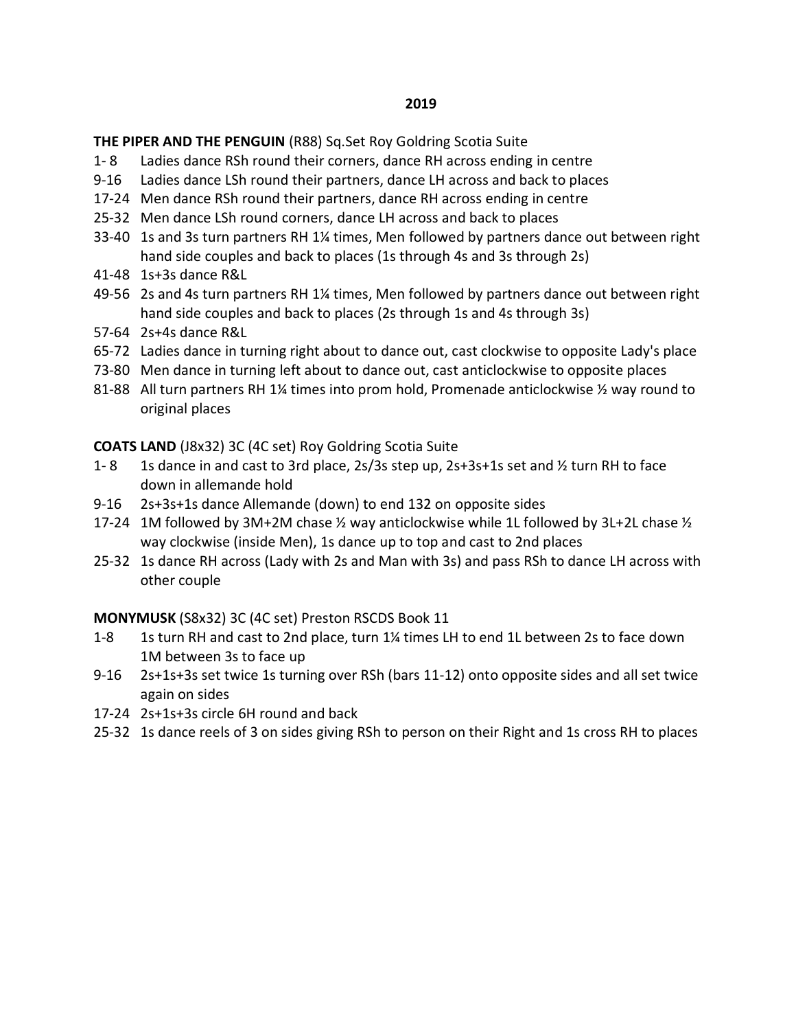## 2019

**THE PIPER AND THE PENGUIN** (R88) Sq.Set Roy Goldring Scotia Suite

- 1- 8 Ladies dance RSh round their corners, dance RH across ending in centre
- 9-16 Ladies dance LSh round their partners, dance LH across and back to places
- 17-24 Men dance RSh round their partners, dance RH across ending in centre
- 25-32 Men dance LSh round corners, dance LH across and back to places
- 33-40 1s and 3s turn partners RH 1¼ times, Men followed by partners dance out between right hand side couples and back to places (1s through 4s and 3s through 2s)
- 41-48 1s+3s dance R&L
- 49-56 2s and 4s turn partners RH 1¼ times, Men followed by partners dance out between right hand side couples and back to places (2s through 1s and 4s through 3s)
- 57-64 2s+4s dance R&L
- 65-72 Ladies dance in turning right about to dance out, cast clockwise to opposite Lady's place
- 73-80 Men dance in turning left about to dance out, cast anticlockwise to opposite places
- 81-88 All turn partners RH 1¼ times into prom hold, Promenade anticlockwise ½ way round to original places

**COATS LAND** (J8x32) 3C (4C set) Roy Goldring Scotia Suite

- 1- 8 1s dance in and cast to 3rd place, 2s/3s step up, 2s+3s+1s set and ½ turn RH to face down in allemande hold
- 9-16 2s+3s+1s dance Allemande (down) to end 132 on opposite sides
- 17-24 1M followed by 3M+2M chase ½ way anticlockwise while 1L followed by 3L+2L chase ½ way clockwise (inside Men), 1s dance up to top and cast to 2nd places
- 25-32 1s dance RH across (Lady with 2s and Man with 3s) and pass RSh to dance LH across with other couple

**MONYMUSK** (S8x32) 3C (4C set) Preston RSCDS Book 11

- 1-8 1s turn RH and cast to 2nd place, turn 1¼ times LH to end 1L between 2s to face down 1M between 3s to face up
- 9-16 2s+1s+3s set twice 1s turning over RSh (bars 11-12) onto opposite sides and all set twice again on sides
- 17-24 2s+1s+3s circle 6H round and back
- 25-32 1s dance reels of 3 on sides giving RSh to person on their Right and 1s cross RH to places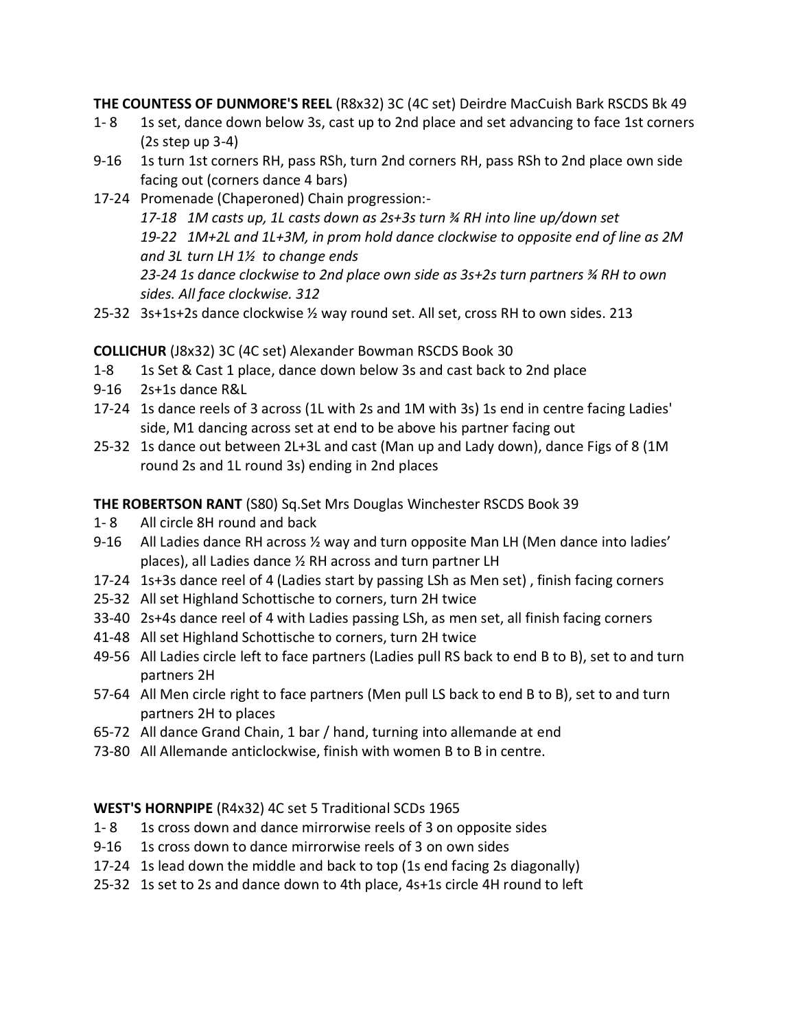**THE COUNTESS OF DUNMORE'S REEL** (R8x32) 3C (4C set) Deirdre MacCuish Bark RSCDS Bk 49

- 1- 8 1s set, dance down below 3s, cast up to 2nd place and set advancing to face 1st corners (2s step up 3-4)
- 9-16 1s turn 1st corners RH, pass RSh, turn 2nd corners RH, pass RSh to 2nd place own side facing out (corners dance 4 bars)
- 17-24 Promenade (Chaperoned) Chain progression:-
  *17-18 1M casts up, 1L casts down as 2s+3s turn ¾ RH into line up/down set*
  *19-22 1M+2L and 1L+3M, in prom hold dance clockwise to opposite end of line as 2M and 3L turn LH 1½ to change ends*
  *23-24 1s dance clockwise to 2nd place own side as 3s+2s turn partners ¾ RH to own sides. All face clockwise. 312*
- 25-32 3s+1s+2s dance clockwise ½ way round set. All set, cross RH to own sides. 213

**COLLICHUR** (J8x32) 3C (4C set) Alexander Bowman RSCDS Book 30

- 1-8 1s Set & Cast 1 place, dance down below 3s and cast back to 2nd place
- 9-16 2s+1s dance R&L
- 17-24 1s dance reels of 3 across (1L with 2s and 1M with 3s) 1s end in centre facing Ladies' side, M1 dancing across set at end to be above his partner facing out
- 25-32 1s dance out between 2L+3L and cast (Man up and Lady down), dance Figs of 8 (1M round 2s and 1L round 3s) ending in 2nd places

**THE ROBERTSON RANT** (S80) Sq.Set Mrs Douglas Winchester RSCDS Book 39

- 1- 8 All circle 8H round and back
- 9-16 All Ladies dance RH across ½ way and turn opposite Man LH (Men dance into ladies' places), all Ladies dance ½ RH across and turn partner LH
- 17-24 1s+3s dance reel of 4 (Ladies start by passing LSh as Men set) , finish facing corners
- 25-32 All set Highland Schottische to corners, turn 2H twice
- 33-40 2s+4s dance reel of 4 with Ladies passing LSh, as men set, all finish facing corners
- 41-48 All set Highland Schottische to corners, turn 2H twice
- 49-56 All Ladies circle left to face partners (Ladies pull RS back to end B to B), set to and turn partners 2H
- 57-64 All Men circle right to face partners (Men pull LS back to end B to B), set to and turn partners 2H to places
- 65-72 All dance Grand Chain, 1 bar / hand, turning into allemande at end
- 73-80 All Allemande anticlockwise, finish with women B to B in centre.

**WEST'S HORNPIPE** (R4x32) 4C set 5 Traditional SCDs 1965

- 1- 8 1s cross down and dance mirrorwise reels of 3 on opposite sides
- 9-16 1s cross down to dance mirrorwise reels of 3 on own sides
- 17-24 1s lead down the middle and back to top (1s end facing 2s diagonally)
- 25-32 1s set to 2s and dance down to 4th place, 4s+1s circle 4H round to left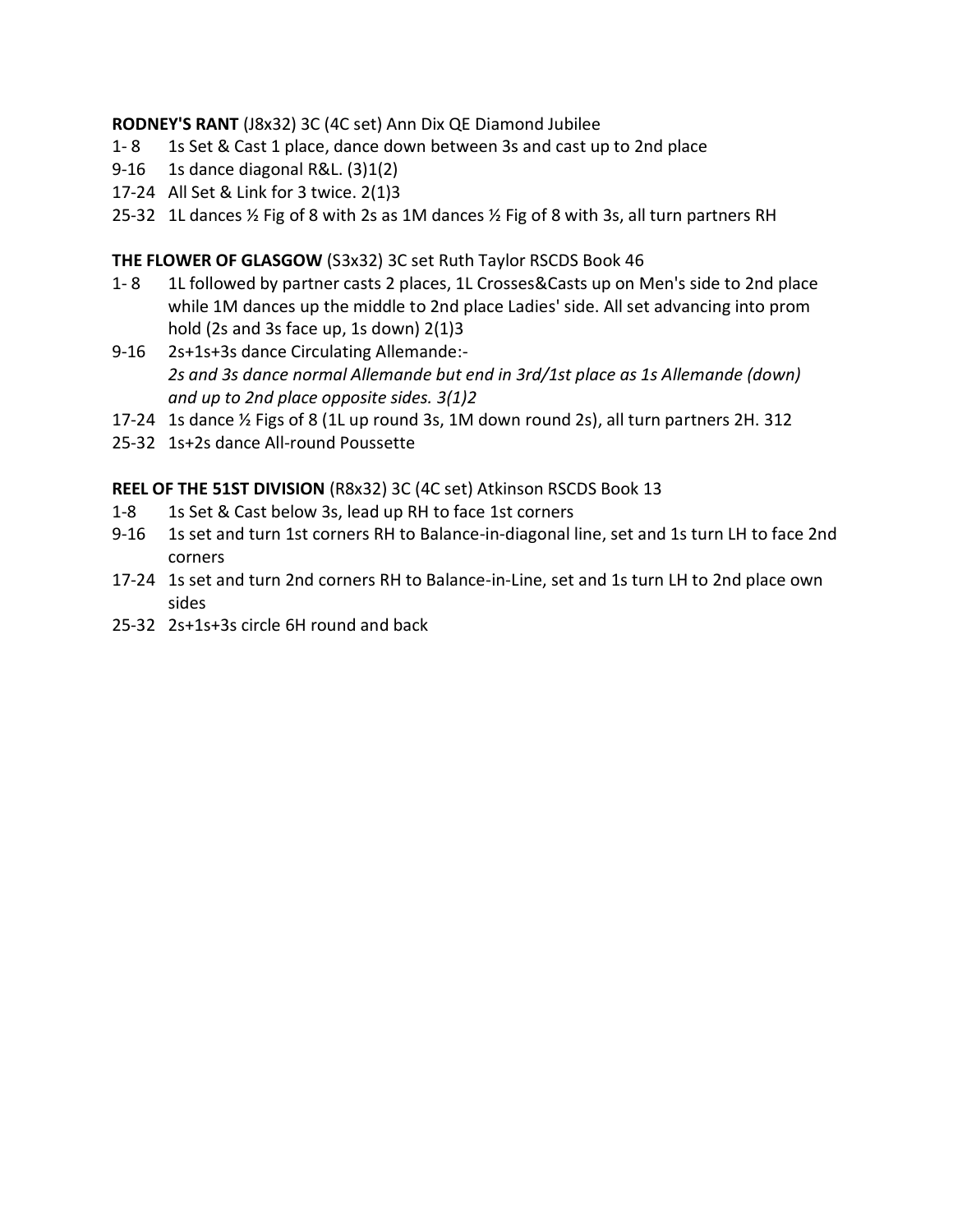**RODNEY'S RANT** (J8x32) 3C (4C set) Ann Dix QE Diamond Jubilee

- 1- 8 1s Set & Cast 1 place, dance down between 3s and cast up to 2nd place
- 9-16 1s dance diagonal R&L. (3)1(2)
- 17-24 All Set & Link for 3 twice. 2(1)3
- 25-32 1L dances ½ Fig of 8 with 2s as 1M dances ½ Fig of 8 with 3s, all turn partners RH

**THE FLOWER OF GLASGOW** (S3x32) 3C set Ruth Taylor RSCDS Book 46

- 1- 8 1L followed by partner casts 2 places, 1L Crosses&Casts up on Men's side to 2nd place while 1M dances up the middle to 2nd place Ladies' side. All set advancing into prom hold (2s and 3s face up, 1s down) 2(1)3
- 9-16 2s+1s+3s dance Circulating Allemande:-
  *2s and 3s dance normal Allemande but end in 3rd/1st place as 1s Allemande (down) and up to 2nd place opposite sides. 3(1)2*
- 17-24 1s dance ½ Figs of 8 (1L up round 3s, 1M down round 2s), all turn partners 2H. 312
- 25-32 1s+2s dance All-round Poussette

**REEL OF THE 51ST DIVISION** (R8x32) 3C (4C set) Atkinson RSCDS Book 13

- 1-8 1s Set & Cast below 3s, lead up RH to face 1st corners
- 9-16 1s set and turn 1st corners RH to Balance-in-diagonal line, set and 1s turn LH to face 2nd corners
- 17-24 1s set and turn 2nd corners RH to Balance-in-Line, set and 1s turn LH to 2nd place own sides
- 25-32 2s+1s+3s circle 6H round and back